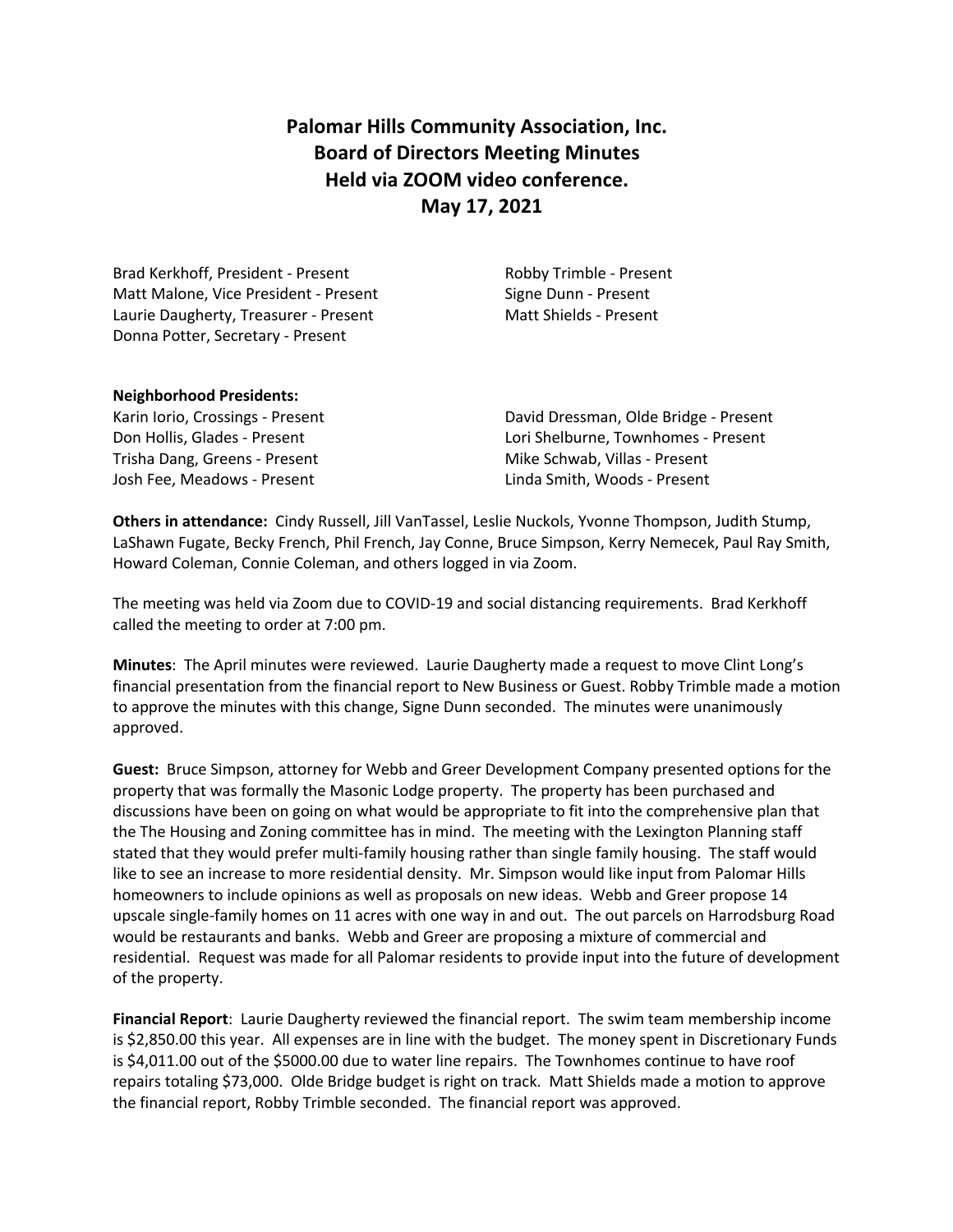# Palomar Hills Community Association, Inc.
# Board of Directors Meeting Minutes
# Held via ZOOM video conference.
# May 17, 2021

Brad Kerkhoff, President - Present
Matt Malone, Vice President - Present
Laurie Daugherty, Treasurer - Present
Donna Potter, Secretary - Present
Robby Trimble - Present
Signe Dunn - Present
Matt Shields - Present

**Neighborhood Presidents:**

Karin Iorio, Crossings - Present
Don Hollis, Glades - Present
Trisha Dang, Greens - Present
Josh Fee, Meadows - Present
David Dressman, Olde Bridge - Present
Lori Shelburne, Townhomes - Present
Mike Schwab, Villas - Present
Linda Smith, Woods - Present

**Others in attendance:** Cindy Russell, Jill VanTassel, Leslie Nuckols, Yvonne Thompson, Judith Stump, LaShawn Fugate, Becky French, Phil French, Jay Conne, Bruce Simpson, Kerry Nemecek, Paul Ray Smith, Howard Coleman, Connie Coleman, and others logged in via Zoom.

The meeting was held via Zoom due to COVID-19 and social distancing requirements. Brad Kerkhoff called the meeting to order at 7:00 pm.

**Minutes**: The April minutes were reviewed. Laurie Daugherty made a request to move Clint Long's financial presentation from the financial report to New Business or Guest. Robby Trimble made a motion to approve the minutes with this change, Signe Dunn seconded. The minutes were unanimously approved.

**Guest:** Bruce Simpson, attorney for Webb and Greer Development Company presented options for the property that was formally the Masonic Lodge property. The property has been purchased and discussions have been on going on what would be appropriate to fit into the comprehensive plan that the The Housing and Zoning committee has in mind. The meeting with the Lexington Planning staff stated that they would prefer multi-family housing rather than single family housing. The staff would like to see an increase to more residential density. Mr. Simpson would like input from Palomar Hills homeowners to include opinions as well as proposals on new ideas. Webb and Greer propose 14 upscale single-family homes on 11 acres with one way in and out. The out parcels on Harrodsburg Road would be restaurants and banks. Webb and Greer are proposing a mixture of commercial and residential. Request was made for all Palomar residents to provide input into the future of development of the property.

**Financial Report**: Laurie Daugherty reviewed the financial report. The swim team membership income is $2,850.00 this year. All expenses are in line with the budget. The money spent in Discretionary Funds is $4,011.00 out of the $5000.00 due to water line repairs. The Townhomes continue to have roof repairs totaling $73,000. Olde Bridge budget is right on track. Matt Shields made a motion to approve the financial report, Robby Trimble seconded. The financial report was approved.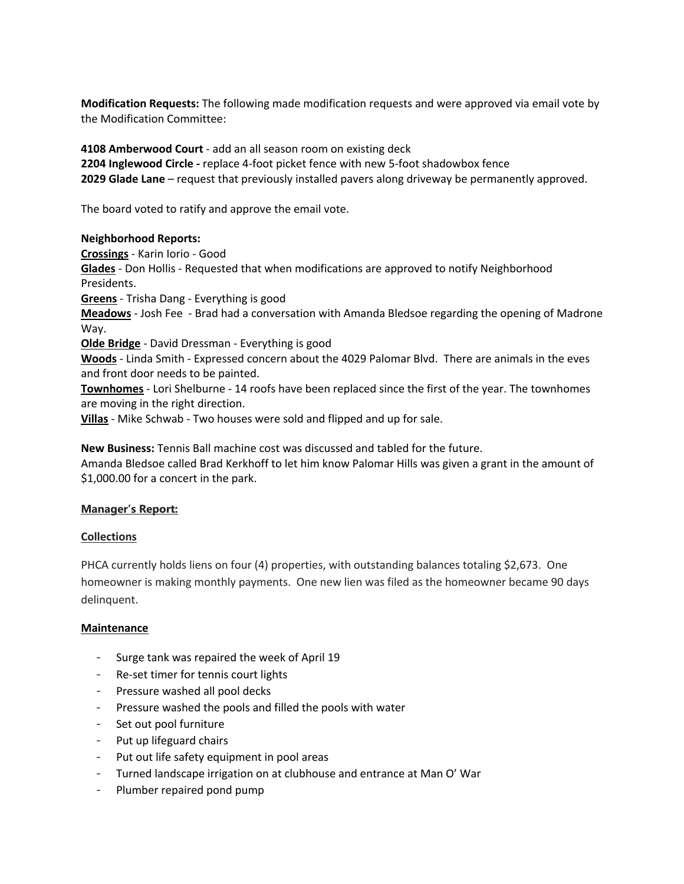**Modification Requests:** The following made modification requests and were approved via email vote by the Modification Committee:

**4108 Amberwood Court** - add an all season room on existing deck
**2204 Inglewood Circle -** replace 4-foot picket fence with new 5-foot shadowbox fence
**2029 Glade Lane** – request that previously installed pavers along driveway be permanently approved.

The board voted to ratify and approve the email vote.

**Neighborhood Reports:**
**Crossings** - Karin Iorio - Good
**Glades** - Don Hollis - Requested that when modifications are approved to notify Neighborhood Presidents.
**Greens** - Trisha Dang - Everything is good
**Meadows** - Josh Fee - Brad had a conversation with Amanda Bledsoe regarding the opening of Madrone Way.
**Olde Bridge** - David Dressman - Everything is good
**Woods** - Linda Smith - Expressed concern about the 4029 Palomar Blvd. There are animals in the eves and front door needs to be painted.
**Townhomes** - Lori Shelburne - 14 roofs have been replaced since the first of the year. The townhomes are moving in the right direction.
**Villas** - Mike Schwab - Two houses were sold and flipped and up for sale.

**New Business:** Tennis Ball machine cost was discussed and tabled for the future.
Amanda Bledsoe called Brad Kerkhoff to let him know Palomar Hills was given a grant in the amount of $1,000.00 for a concert in the park.

## Manager's Report:

### Collections

PHCA currently holds liens on four (4) properties, with outstanding balances totaling $2,673. One homeowner is making monthly payments. One new lien was filed as the homeowner became 90 days delinquent.

### Maintenance

- Surge tank was repaired the week of April 19
- Re-set timer for tennis court lights
- Pressure washed all pool decks
- Pressure washed the pools and filled the pools with water
- Set out pool furniture
- Put up lifeguard chairs
- Put out life safety equipment in pool areas
- Turned landscape irrigation on at clubhouse and entrance at Man O' War
- Plumber repaired pond pump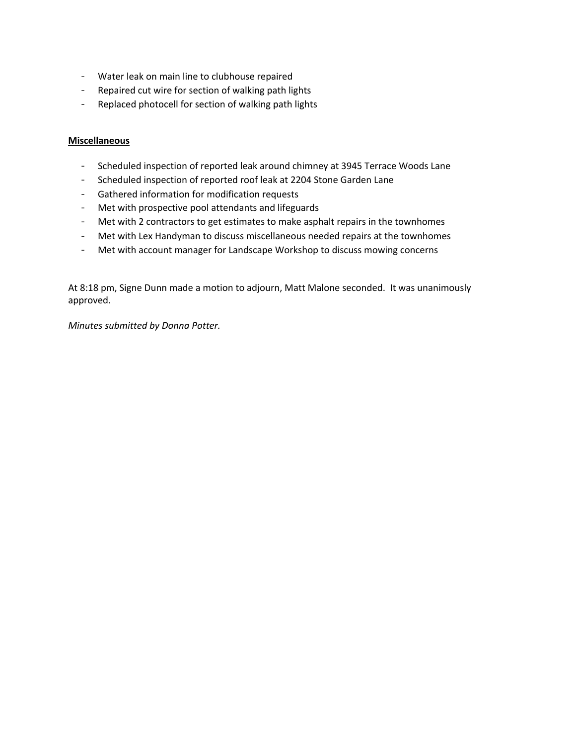- Water leak on main line to clubhouse repaired
- Repaired cut wire for section of walking path lights
- Replaced photocell for section of walking path lights

**Miscellaneous**

- Scheduled inspection of reported leak around chimney at 3945 Terrace Woods Lane
- Scheduled inspection of reported roof leak at 2204 Stone Garden Lane
- Gathered information for modification requests
- Met with prospective pool attendants and lifeguards
- Met with 2 contractors to get estimates to make asphalt repairs in the townhomes
- Met with Lex Handyman to discuss miscellaneous needed repairs at the townhomes
- Met with account manager for Landscape Workshop to discuss mowing concerns

At 8:18 pm, Signe Dunn made a motion to adjourn, Matt Malone seconded. It was unanimously approved.

*Minutes submitted by Donna Potter.*